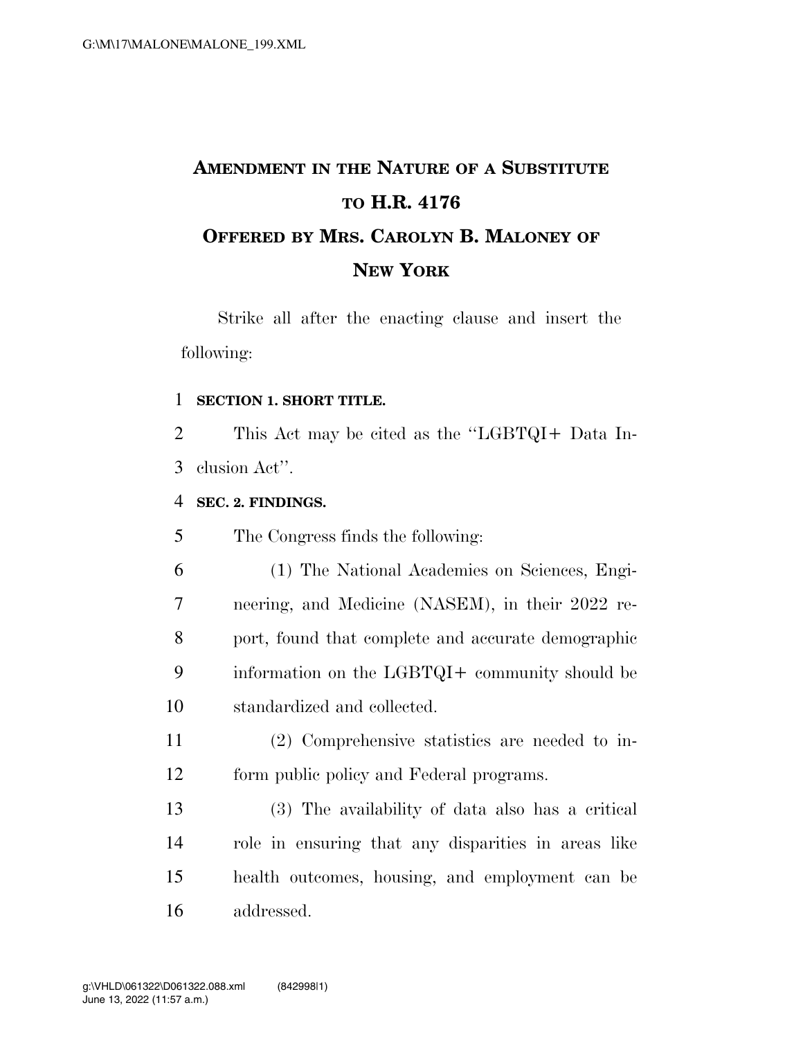# AMENDMENT IN THE NATURE OF A SUBSTITUTE TO H.R. 4176

## OFFERED BY MRS. CAROLYN B. MALONEY OF NEW YORK

Strike all after the enacting clause and insert the following:

### SECTION 1. SHORT TITLE.

This Act may be cited as the "LGBTQI+ Data Inclusion Act".

### SEC. 2. FINDINGS.

The Congress finds the following:

(1) The National Academies on Sciences, Engineering, and Medicine (NASEM), in their 2022 report, found that complete and accurate demographic information on the LGBTQI+ community should be standardized and collected.

(2) Comprehensive statistics are needed to inform public policy and Federal programs.

(3) The availability of data also has a critical role in ensuring that any disparities in areas like health outcomes, housing, and employment can be addressed.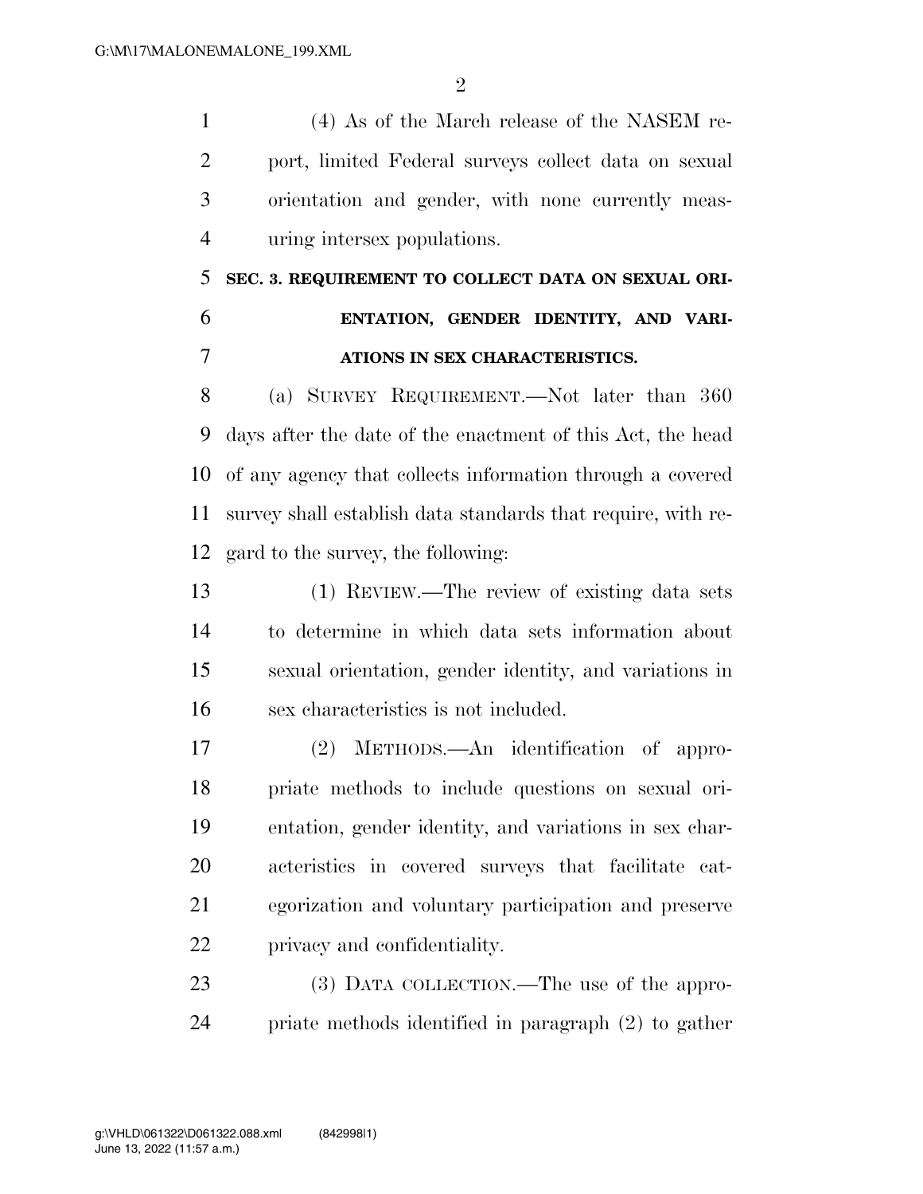(4) As of the March release of the NASEM report, limited Federal surveys collect data on sexual orientation and gender, with none currently measuring intersex populations.

**SEC. 3. REQUIREMENT TO COLLECT DATA ON SEXUAL ORIENTATION, GENDER IDENTITY, AND VARIATIONS IN SEX CHARACTERISTICS.**

(a) SURVEY REQUIREMENT.—Not later than 360 days after the date of the enactment of this Act, the head of any agency that collects information through a covered survey shall establish data standards that require, with regard to the survey, the following:

(1) REVIEW.—The review of existing data sets to determine in which data sets information about sexual orientation, gender identity, and variations in sex characteristics is not included.

(2) METHODS.—An identification of appropriate methods to include questions on sexual orientation, gender identity, and variations in sex characteristics in covered surveys that facilitate categorization and voluntary participation and preserve privacy and confidentiality.

(3) DATA COLLECTION.—The use of the appropriate methods identified in paragraph (2) to gather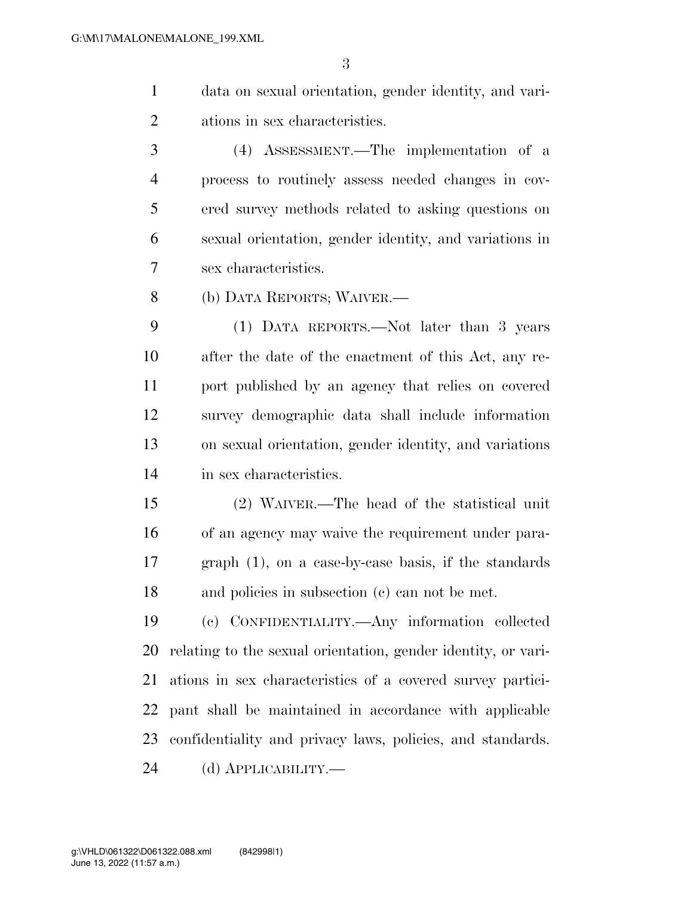data on sexual orientation, gender identity, and variations in sex characteristics.

(4) ASSESSMENT.—The implementation of a process to routinely assess needed changes in covered survey methods related to asking questions on sexual orientation, gender identity, and variations in sex characteristics.

(b) DATA REPORTS; WAIVER.—

(1) DATA REPORTS.—Not later than 3 years after the date of the enactment of this Act, any report published by an agency that relies on covered survey demographic data shall include information on sexual orientation, gender identity, and variations in sex characteristics.

(2) WAIVER.—The head of the statistical unit of an agency may waive the requirement under paragraph (1), on a case-by-case basis, if the standards and policies in subsection (c) can not be met.

(c) CONFIDENTIALITY.—Any information collected relating to the sexual orientation, gender identity, or variations in sex characteristics of a covered survey participant shall be maintained in accordance with applicable confidentiality and privacy laws, policies, and standards.

(d) APPLICABILITY.—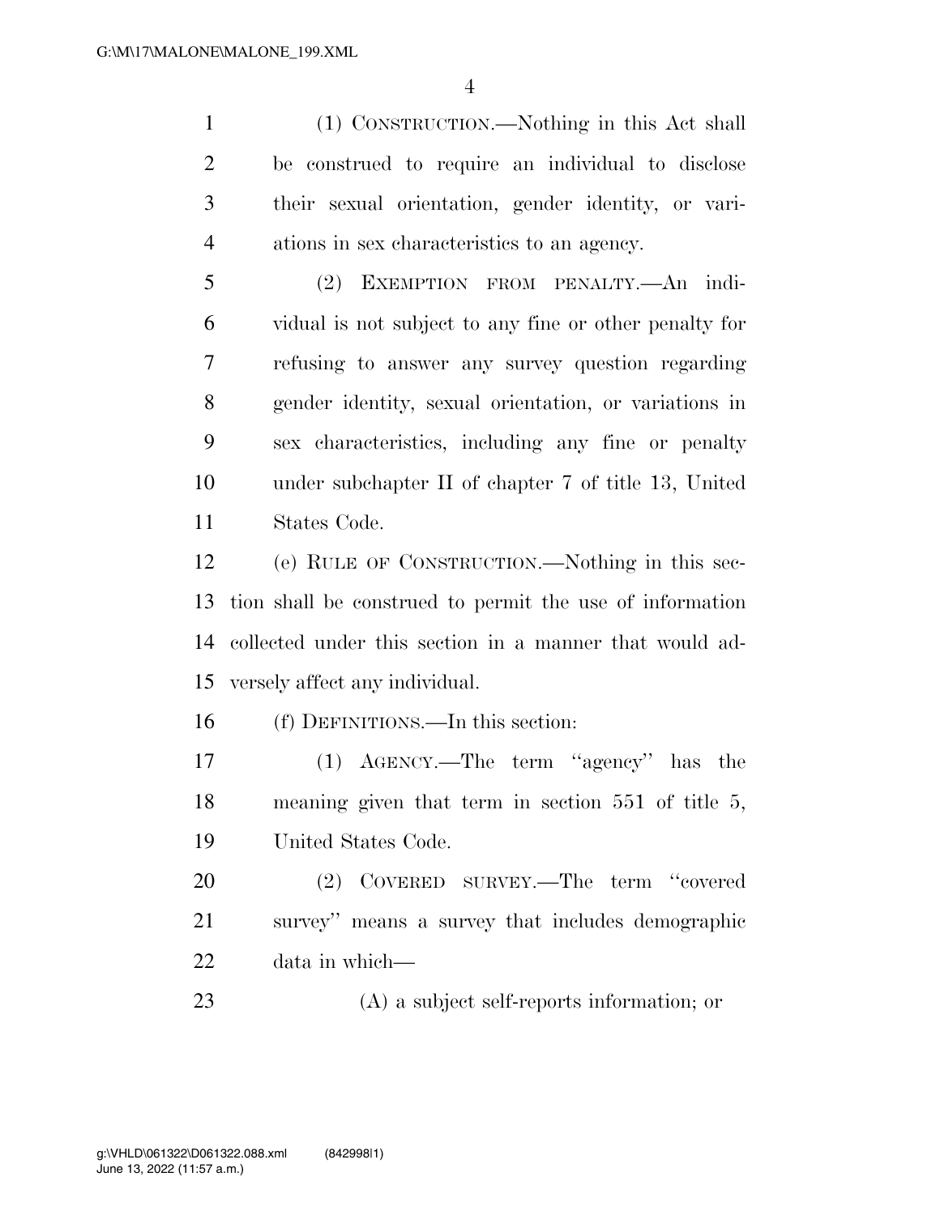(1) CONSTRUCTION.—Nothing in this Act shall be construed to require an individual to disclose their sexual orientation, gender identity, or variations in sex characteristics to an agency.

(2) EXEMPTION FROM PENALTY.—An individual is not subject to any fine or other penalty for refusing to answer any survey question regarding gender identity, sexual orientation, or variations in sex characteristics, including any fine or penalty under subchapter II of chapter 7 of title 13, United States Code.

(e) RULE OF CONSTRUCTION.—Nothing in this section shall be construed to permit the use of information collected under this section in a manner that would adversely affect any individual.

(f) DEFINITIONS.—In this section:

(1) AGENCY.—The term ''agency'' has the meaning given that term in section 551 of title 5, United States Code.

(2) COVERED SURVEY.—The term ''covered survey'' means a survey that includes demographic data in which—

(A) a subject self-reports information; or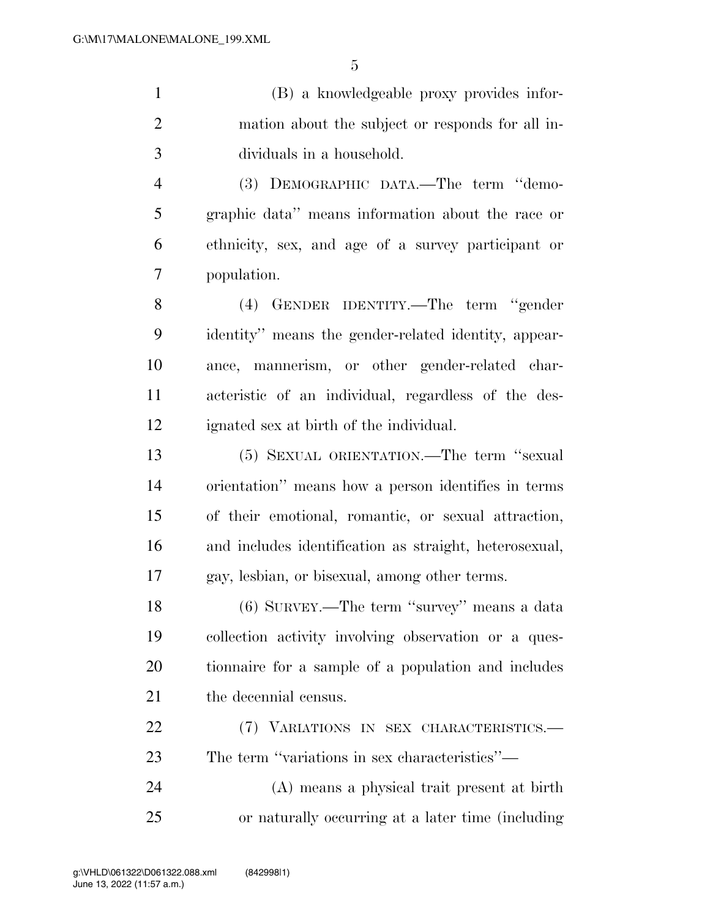(B) a knowledgeable proxy provides information about the subject or responds for all individuals in a household.

(3) DEMOGRAPHIC DATA.—The term ''demographic data'' means information about the race or ethnicity, sex, and age of a survey participant or population.

(4) GENDER IDENTITY.—The term ''gender identity'' means the gender-related identity, appearance, mannerism, or other gender-related characteristic of an individual, regardless of the designated sex at birth of the individual.

(5) SEXUAL ORIENTATION.—The term ''sexual orientation'' means how a person identifies in terms of their emotional, romantic, or sexual attraction, and includes identification as straight, heterosexual, gay, lesbian, or bisexual, among other terms.

(6) SURVEY.—The term ''survey'' means a data collection activity involving observation or a questionnaire for a sample of a population and includes the decennial census.

(7) VARIATIONS IN SEX CHARACTERISTICS.—The term ''variations in sex characteristics''—

(A) means a physical trait present at birth or naturally occurring at a later time (including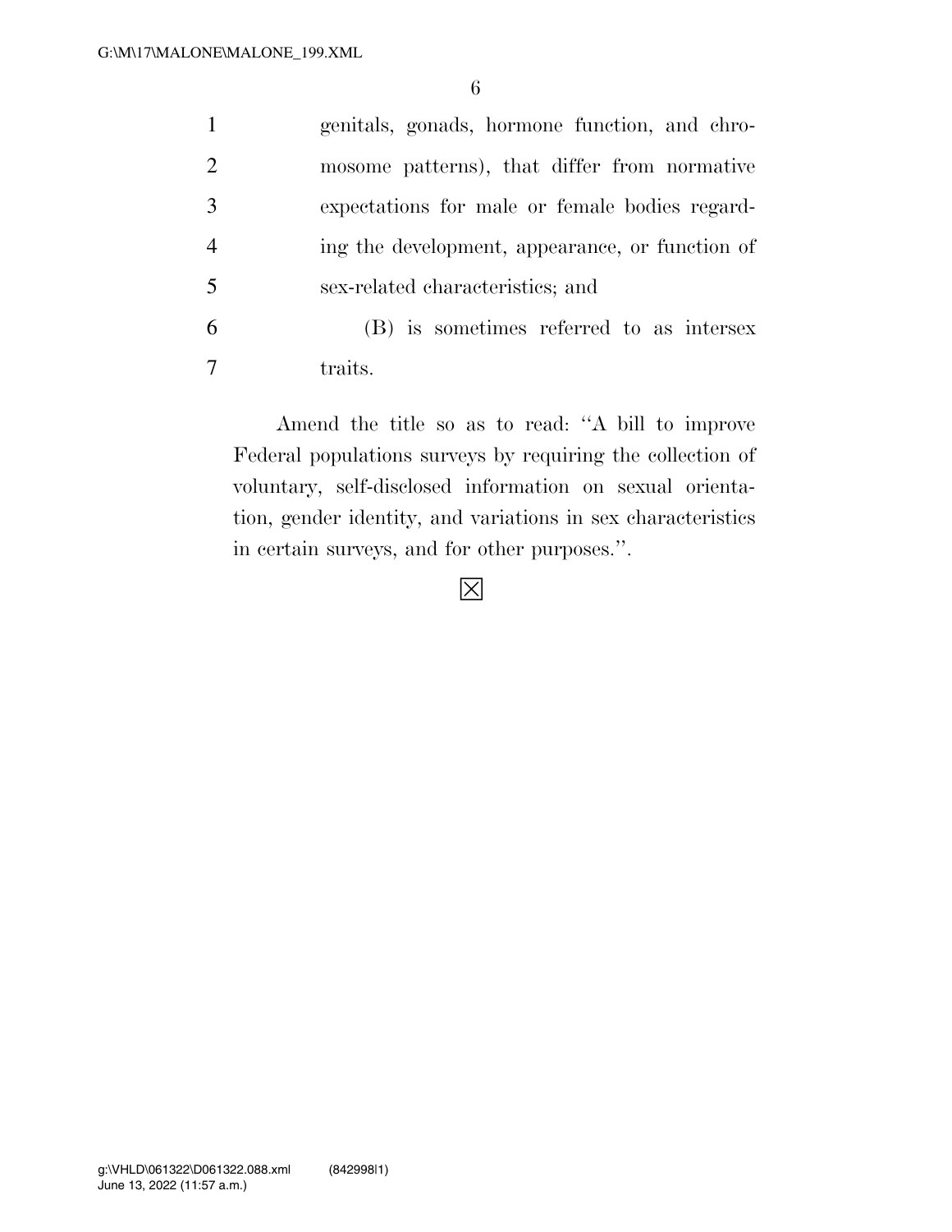genitals, gonads, hormone function, and chromosome patterns), that differ from normative expectations for male or female bodies regarding the development, appearance, or function of sex-related characteristics; and

(B) is sometimes referred to as intersex traits.

Amend the title so as to read: ''A bill to improve Federal populations surveys by requiring the collection of voluntary, self-disclosed information on sexual orientation, gender identity, and variations in sex characteristics in certain surveys, and for other purposes.''.

☒